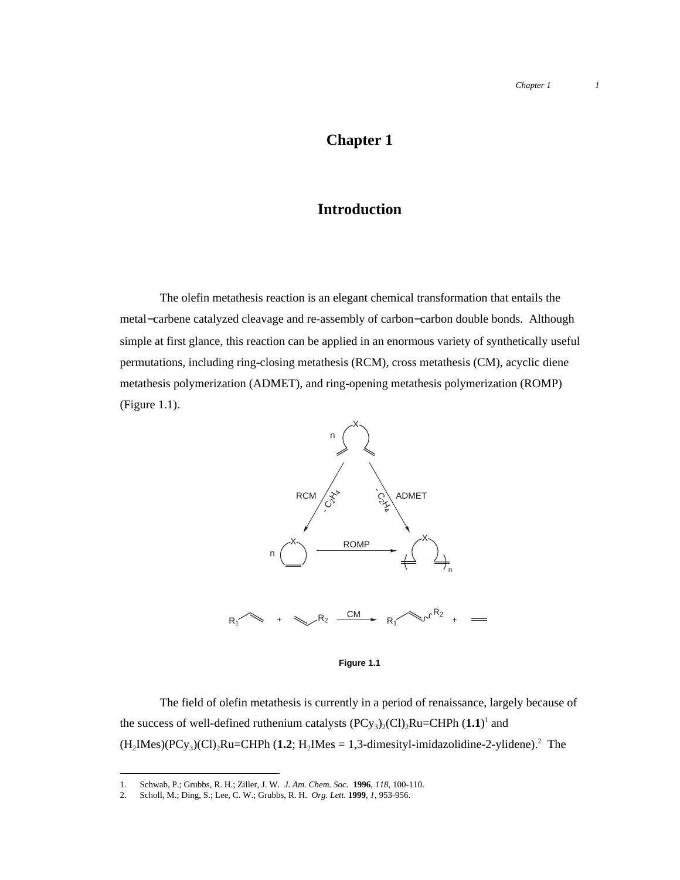# Chapter 1

# Introduction

The olefin metathesis reaction is an elegant chemical transformation that entails the metal−carbene catalyzed cleavage and re-assembly of carbon−carbon double bonds. Although simple at first glance, this reaction can be applied in an enormous variety of synthetically useful permutations, including ring-closing metathesis (RCM), cross metathesis (CM), acyclic diene metathesis polymerization (ADMET), and ring-opening metathesis polymerization (ROMP) (Figure 1.1).

**Figure 1.1**

The field of olefin metathesis is currently in a period of renaissance, largely because of the success of well-defined ruthenium catalysts $(PCy_3)_2(Cl)_2Ru{=}CHPh$ (**1.1**)[1] and $(H_2IMes)(PCy_3)(Cl)_2Ru{=}CHPh$ (**1.2**; $H_2IMes$ = 1,3-dimesityl-imidazolidine-2-ylidene).[2] The

1. Schwab, P.; Grubbs, R. H.; Ziller, J. W. *J. Am. Chem. Soc.* **1996**, *118*, 100-110.
2. Scholl, M.; Ding, S.; Lee, C. W.; Grubbs, R. H. *Org. Lett.* **1999**, *1*, 953-956.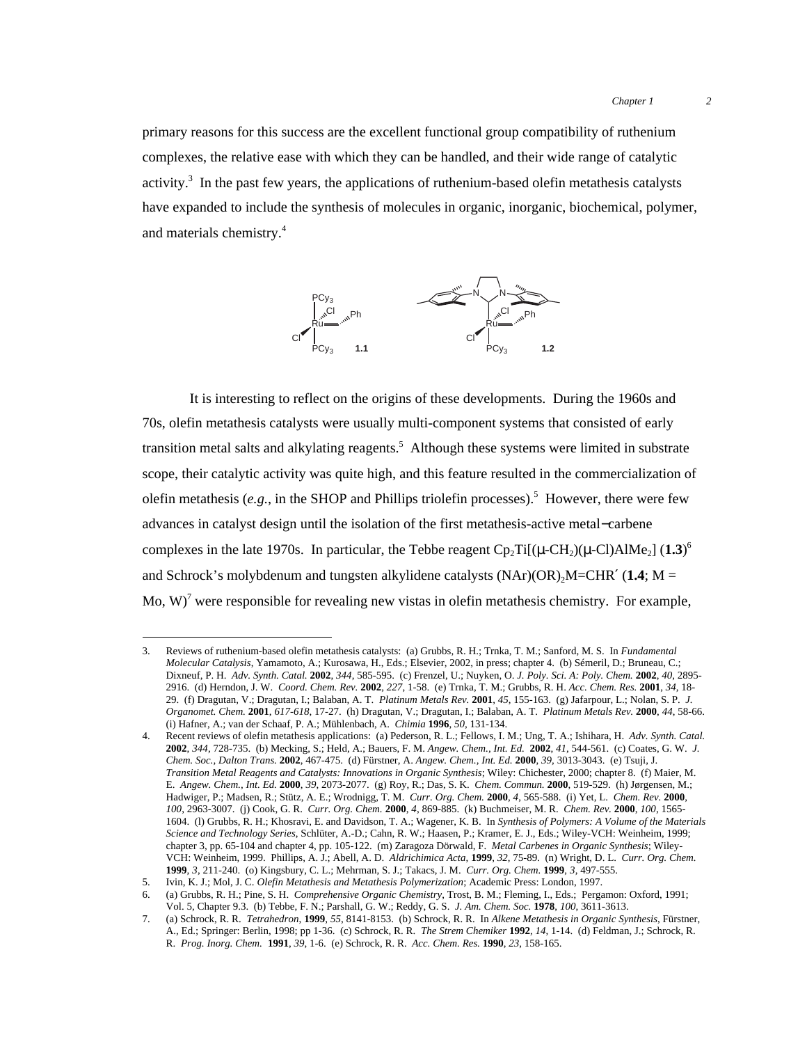primary reasons for this success are the excellent functional group compatibility of ruthenium complexes, the relative ease with which they can be handled, and their wide range of catalytic activity.[3] In the past few years, the applications of ruthenium-based olefin metathesis catalysts have expanded to include the synthesis of molecules in organic, inorganic, biochemical, polymer, and materials chemistry.[4]

It is interesting to reflect on the origins of these developments. During the 1960s and 70s, olefin metathesis catalysts were usually multi-component systems that consisted of early transition metal salts and alkylating reagents.[5] Although these systems were limited in substrate scope, their catalytic activity was quite high, and this feature resulted in the commercialization of olefin metathesis (*e.g.*, in the SHOP and Phillips triolefin processes).[5] However, there were few advances in catalyst design until the isolation of the first metathesis-active metal−carbene complexes in the late 1970s. In particular, the Tebbe reagent $Cp_2Ti[(\mu\text{-}CH_2)(\mu\text{-}Cl)AlMe_2]$ (**1.3**)[6] and Schrock's molybdenum and tungsten alkylidene catalysts $(NAr)(OR)_2M{=}CHR'$ (**1.4**; M = Mo, W)[7] were responsible for revealing new vistas in olefin metathesis chemistry. For example,

---

3. Reviews of ruthenium-based olefin metathesis catalysts: (a) Grubbs, R. H.; Trnka, T. M.; Sanford, M. S. In *Fundamental Molecular Catalysis*, Yamamoto, A.; Kurosawa, H., Eds.; Elsevier, 2002, in press; chapter 4. (b) Sémeril, D.; Bruneau, C.; Dixneuf, P. H. *Adv. Synth. Catal.* **2002**, *344*, 585-595. (c) Frenzel, U.; Nuyken, O. *J. Poly. Sci. A: Poly. Chem.* **2002**, *40*, 2895-2916. (d) Herndon, J. W. *Coord. Chem. Rev.* **2002**, *227*, 1-58. (e) Trnka, T. M.; Grubbs, R. H. *Acc. Chem. Res.* **2001**, *34*, 18-29. (f) Dragutan, V.; Dragutan, I.; Balaban, A. T. *Platinum Metals Rev.* **2001**, *45*, 155-163. (g) Jafarpour, L.; Nolan, S. P. *J. Organomet. Chem.* **2001**, *617-618*, 17-27. (h) Dragutan, V.; Dragutan, I.; Balaban, A. T. *Platinum Metals Rev.* **2000**, *44*, 58-66. (i) Hafner, A.; van der Schaaf, P. A.; Mühlenbach, A. *Chimia* **1996**, *50*, 131-134.
4. Recent reviews of olefin metathesis applications: (a) Pederson, R. L.; Fellows, I. M.; Ung, T. A.; Ishihara, H. *Adv. Synth. Catal.* **2002**, *344*, 728-735. (b) Mecking, S.; Held, A.; Bauers, F. M. *Angew. Chem., Int. Ed.* **2002**, *41*, 544-561. (c) Coates, G. W. *J. Chem. Soc., Dalton Trans.* **2002**, 467-475. (d) Fürstner, A. *Angew. Chem., Int. Ed.* **2000**, *39*, 3013-3043. (e) Tsuji, J. *Transition Metal Reagents and Catalysts: Innovations in Organic Synthesis*; Wiley: Chichester, 2000; chapter 8. (f) Maier, M. E. *Angew. Chem., Int. Ed.* **2000**, *39*, 2073-2077. (g) Roy, R.; Das, S. K. *Chem. Commun.* **2000**, 519-529. (h) Jørgensen, M.; Hadwiger, P.; Madsen, R.; Stütz, A. E.; Wrodnigg, T. M. *Curr. Org. Chem.* **2000**, *4*, 565-588. (i) Yet, L. *Chem. Rev.* **2000**, *100*, 2963-3007. (j) Cook, G. R. *Curr. Org. Chem.* **2000**, *4*, 869-885. (k) Buchmeiser, M. R. *Chem. Rev.* **2000**, *100*, 1565-1604. (l) Grubbs, R. H.; Khosravi, E. and Davidson, T. A.; Wagener, K. B. In *Synthesis of Polymers: A Volume of the Materials Science and Technology Series*, Schlüter, A.-D.; Cahn, R. W.; Haasen, P.; Kramer, E. J., Eds.; Wiley-VCH: Weinheim, 1999; chapter 3, pp. 65-104 and chapter 4, pp. 105-122. (m) Zaragoza Dörwald, F. *Metal Carbenes in Organic Synthesis*; Wiley-VCH: Weinheim, 1999. Phillips, A. J.; Abell, A. D. *Aldrichimica Acta*, **1999**, *32*, 75-89. (n) Wright, D. L. *Curr. Org. Chem.* **1999**, *3*, 211-240. (o) Kingsbury, C. L.; Mehrman, S. J.; Takacs, J. M. *Curr. Org. Chem.* **1999**, *3*, 497-555.
5. Ivin, K. J.; Mol, J. C. *Olefin Metathesis and Metathesis Polymerization*; Academic Press: London, 1997.
6. (a) Grubbs, R. H.; Pine, S. H. *Comprehensive Organic Chemistry*, Trost, B. M.; Fleming, I., Eds.; Pergamon: Oxford, 1991; Vol. 5, Chapter 9.3. (b) Tebbe, F. N.; Parshall, G. W.; Reddy, G. S. *J. Am. Chem. Soc.* **1978**, *100*, 3611-3613.
7. (a) Schrock, R. R. *Tetrahedron*, **1999**, *55*, 8141-8153. (b) Schrock, R. R. In *Alkene Metathesis in Organic Synthesis*, Fürstner, A., Ed.; Springer: Berlin, 1998; pp 1-36. (c) Schrock, R. R. *The Strem Chemiker* **1992**, *14*, 1-14. (d) Feldman, J.; Schrock, R. R. *Prog. Inorg. Chem.* **1991**, *39*, 1-6. (e) Schrock, R. R. *Acc. Chem. Res.* **1990**, *23*, 158-165.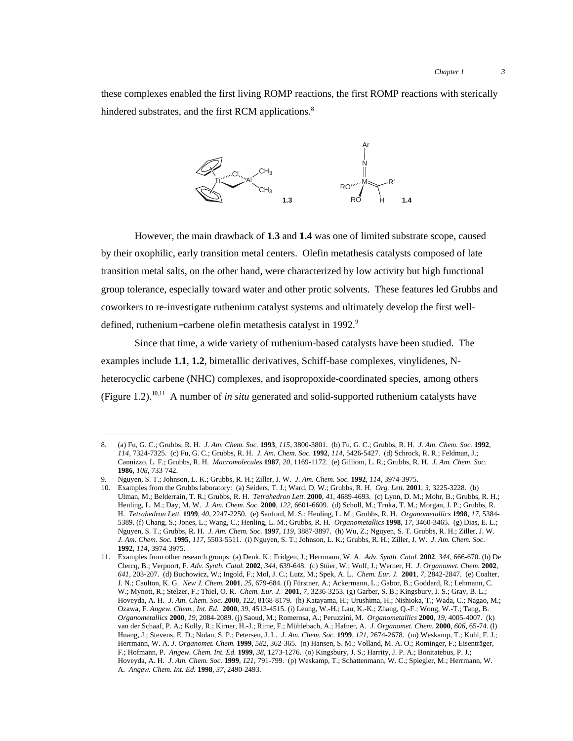these complexes enabled the first living ROMP reactions, the first ROMP reactions with sterically hindered substrates, and the first RCM applications.[8]

However, the main drawback of **1.3** and **1.4** was one of limited substrate scope, caused by their oxophilic, early transition metal centers. Olefin metathesis catalysts composed of late transition metal salts, on the other hand, were characterized by low activity but high functional group tolerance, especially toward water and other protic solvents. These features led Grubbs and coworkers to re-investigate ruthenium catalyst systems and ultimately develop the first well-defined, ruthenium−carbene olefin metathesis catalyst in 1992.[9]

Since that time, a wide variety of ruthenium-based catalysts have been studied. The examples include **1.1**, **1.2**, bimetallic derivatives, Schiff-base complexes, vinylidenes, N-heterocyclic carbene (NHC) complexes, and isopropoxide-coordinated species, among others (Figure 1.2).[10,11] A number of *in situ* generated and solid-supported ruthenium catalysts have

---

8. (a) Fu, G. C.; Grubbs, R. H. *J. Am. Chem. Soc.* **1993**, *115*, 3800-3801. (b) Fu, G. C.; Grubbs, R. H. *J. Am. Chem. Soc.* **1992**, *114*, 7324-7325. (c) Fu, G. C.; Grubbs, R. H. *J. Am. Chem. Soc.* **1992**, *114*, 5426-5427. (d) Schrock, R. R.; Feldman, J.; Cannizzo, L. F.; Grubbs, R. H. *Macromolecules* **1987**, *20*, 1169-1172. (e) Gilliom, L. R.; Grubbs, R. H. *J. Am. Chem. Soc.* **1986**, *108*, 733-742.
9. Nguyen, S. T.; Johnson, L. K.; Grubbs, R. H.; Ziller, J. W. *J. Am. Chem. Soc.* **1992**, *114*, 3974-3975.
10. Examples from the Grubbs laboratory: (a) Seiders, T. J.; Ward, D. W.; Grubbs, R. H. *Org. Lett.* **2001**, *3*, 3225-3228. (b) Ulman, M.; Belderrain, T. R.; Grubbs, R. H. *Tetrahedron Lett.* **2000**, *41*, 4689-4693. (c) Lynn, D. M.; Mohr, B.; Grubbs, R. H.; Henling, L. M.; Day, M. W. *J. Am. Chem. Soc.* **2000**, *122*, 6601-6609. (d) Scholl, M.; Trnka, T. M.; Morgan, J. P.; Grubbs, R. H. *Tetrahedron Lett.* **1999**, *40*, 2247-2250. (e) Sanford, M. S.; Henling, L. M.; Grubbs, R. H. *Organometallics* **1998**, *17*, 5384-5389. (f) Chang, S.; Jones, L.; Wang, C.; Henling, L. M.; Grubbs, R. H. *Organometallics* **1998**, *17*, 3460-3465. (g) Dias, E. L.; Nguyen, S. T.; Grubbs, R. H. *J. Am. Chem. Soc.* **1997**, *119*, 3887-3897. (h) Wu, Z.; Nguyen, S. T. Grubbs, R. H.; Ziller, J. W. *J. Am. Chem. Soc.* **1995**, *117*, 5503-5511. (i) Nguyen, S. T.; Johnson, L. K.; Grubbs, R. H.; Ziller, J. W. *J. Am. Chem. Soc.* **1992**, *114*, 3974-3975.
11. Examples from other research groups: (a) Denk, K.; Fridgen, J.; Herrmann, W. A. *Adv. Synth. Catal.* **2002**, *344*, 666-670. (b) De Clercq, B.; Verpoort, F. *Adv. Synth. Catal.* **2002**, *344*, 639-648. (c) Stüer, W.; Wolf, J.; Werner, H. *J. Organomet. Chem.* **2002**, *641*, 203-207. (d) Buchowicz, W.; Ingold, F.; Mol, J. C.; Lutz, M.; Spek, A. L. *Chem. Eur. J.* **2001**, *7*, 2842-2847. (e) Coalter, J. N.; Caulton, K. G. *New J. Chem.* **2001**, *25*, 679-684. (f) Fürstner, A.; Ackermann, L.; Gabor, B.; Goddard, R.; Lehmann, C. W.; Mynott, R.; Stelzer, F.; Thiel, O. R. *Chem. Eur. J.* **2001**, *7*, 3236-3253. (g) Garber, S. B.; Kingsbury, J. S.; Gray, B. L.; Hoveyda, A. H. *J. Am. Chem. Soc.* **2000**, *122*, 8168-8179. (h) Katayama, H.; Urushima, H.; Nishioka, T.; Wada, C.; Nagao, M.; Ozawa, F. *Angew. Chem., Int. Ed.* **2000**, *39*, 4513-4515. (i) Leung, W.-H.; Lau, K.-K.; Zhang, Q.-F.; Wong, W.-T.; Tang, B. *Organometallics* **2000**, *19*, 2084-2089. (j) Saoud, M.; Romerosa, A.; Peruzzini, M. *Organometallics* **2000**, *19*, 4005-4007. (k) van der Schaaf, P. A.; Kolly, R.; Kirner, H.-J.; Rime, F.; Mühlebach, A.; Hafner, A. *J. Organomet. Chem.* **2000**, *606*, 65-74. (l) Huang, J.; Stevens, E. D.; Nolan, S. P.; Petersen, J. L. *J. Am. Chem. Soc.* **1999**, *121*, 2674-2678. (m) Weskamp, T.; Kohl, F. J.; Herrmann, W. A. *J. Organomet. Chem.* **1999**, *582*, 362-365. (n) Hansen, S. M.; Volland, M. A. O.; Rominger, F.; Eisenträger, F.; Hofmann, P. *Angew. Chem. Int. Ed.* **1999**, *38*, 1273-1276. (o) Kingsbury, J. S.; Harrity, J. P. A.; Bonitatebus, P. J.; Hoveyda, A. H. *J. Am. Chem. Soc.* **1999**, *121*, 791-799. (p) Weskamp, T.; Schattenmann, W. C.; Spiegler, M.; Herrmann, W. A. *Angew. Chem. Int. Ed.* **1998**, *37*, 2490-2493.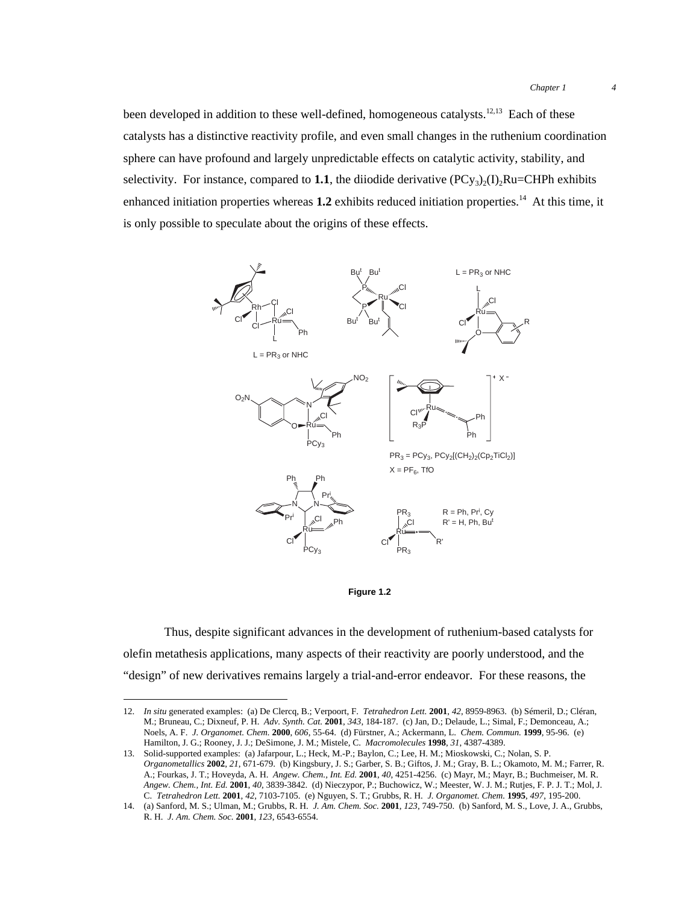been developed in addition to these well-defined, homogeneous catalysts.[12,13] Each of these catalysts has a distinctive reactivity profile, and even small changes in the ruthenium coordination sphere can have profound and largely unpredictable effects on catalytic activity, stability, and selectivity. For instance, compared to **1.1**, the diiodide derivative $(PCy_3)_2(I)_2Ru$=CHPh exhibits enhanced initiation properties whereas **1.2** exhibits reduced initiation properties.[14] At this time, it is only possible to speculate about the origins of these effects.

**Figure 1.2**

Thus, despite significant advances in the development of ruthenium-based catalysts for olefin metathesis applications, many aspects of their reactivity are poorly understood, and the "design" of new derivatives remains largely a trial-and-error endeavor. For these reasons, the

12. *In situ* generated examples: (a) De Clercq, B.; Verpoort, F. *Tetrahedron Lett.* **2001**, *42*, 8959-8963. (b) Sémeril, D.; Cléran, M.; Bruneau, C.; Dixneuf, P. H. *Adv. Synth. Cat.* **2001**, *343*, 184-187. (c) Jan, D.; Delaude, L.; Simal, F.; Demonceau, A.; Noels, A. F. *J. Organomet. Chem.* **2000**, *606*, 55-64. (d) Fürstner, A.; Ackermann, L. *Chem. Commun.* **1999**, 95-96. (e) Hamilton, J. G.; Rooney, J. J.; DeSimone, J. M.; Mistele, C. *Macromolecules* **1998**, *31*, 4387-4389.
13. Solid-supported examples: (a) Jafarpour, L.; Heck, M.-P.; Baylon, C.; Lee, H. M.; Mioskowski, C.; Nolan, S. P. *Organometallics* **2002**, *21*, 671-679. (b) Kingsbury, J. S.; Garber, S. B.; Giftos, J. M.; Gray, B. L.; Okamoto, M. M.; Farrer, R. A.; Fourkas, J. T.; Hoveyda, A. H. *Angew. Chem., Int. Ed.* **2001**, *40*, 4251-4256. (c) Mayr, M.; Mayr, B.; Buchmeiser, M. R. *Angew. Chem., Int. Ed.* **2001**, *40*, 3839-3842. (d) Nieczypor, P.; Buchowicz, W.; Meester, W. J. M.; Rutjes, F. P. J. T.; Mol, J. C. *Tetrahedron Lett.* **2001**, *42*, 7103-7105. (e) Nguyen, S. T.; Grubbs, R. H. *J. Organomet. Chem.* **1995**, *497*, 195-200.
14. (a) Sanford, M. S.; Ulman, M.; Grubbs, R. H. *J. Am. Chem. Soc.* **2001**, *123*, 749-750. (b) Sanford, M. S., Love, J. A., Grubbs, R. H. *J. Am. Chem. Soc.* **2001**, *123*, 6543-6554.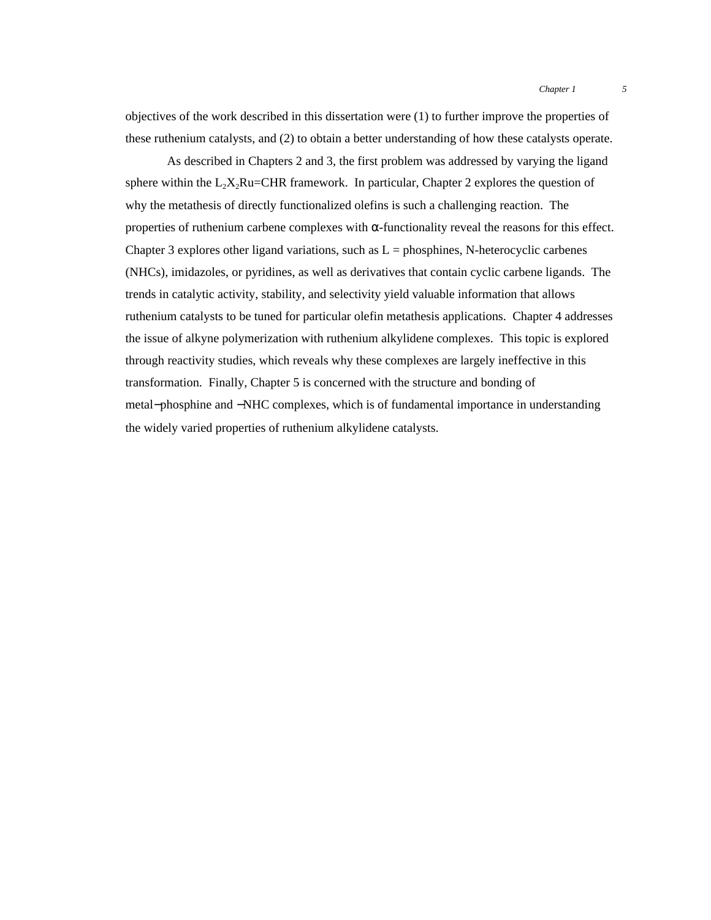objectives of the work described in this dissertation were (1) to further improve the properties of these ruthenium catalysts, and (2) to obtain a better understanding of how these catalysts operate.

As described in Chapters 2 and 3, the first problem was addressed by varying the ligand sphere within the $L_2X_2Ru$=CHR framework. In particular, Chapter 2 explores the question of why the metathesis of directly functionalized olefins is such a challenging reaction. The properties of ruthenium carbene complexes with α-functionality reveal the reasons for this effect. Chapter 3 explores other ligand variations, such as L = phosphines, N-heterocyclic carbenes (NHCs), imidazoles, or pyridines, as well as derivatives that contain cyclic carbene ligands. The trends in catalytic activity, stability, and selectivity yield valuable information that allows ruthenium catalysts to be tuned for particular olefin metathesis applications. Chapter 4 addresses the issue of alkyne polymerization with ruthenium alkylidene complexes. This topic is explored through reactivity studies, which reveals why these complexes are largely ineffective in this transformation. Finally, Chapter 5 is concerned with the structure and bonding of metal−phosphine and −NHC complexes, which is of fundamental importance in understanding the widely varied properties of ruthenium alkylidene catalysts.